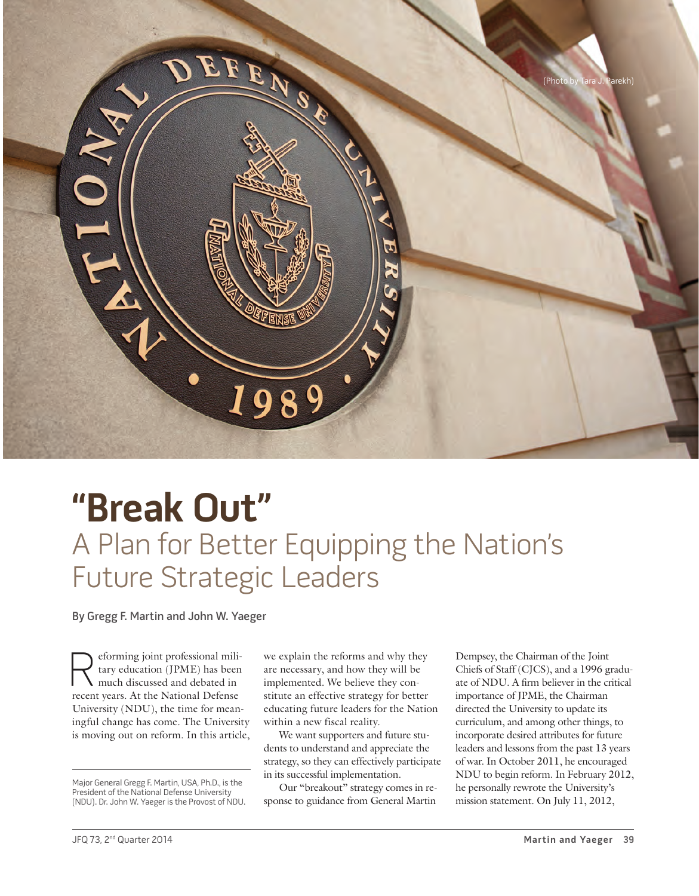(Photo by Tara J. Parekh)

# "Break Out"

## A Plan for Better Equipping the Nation's Future Strategic Leaders

By Gregg F. Martin and John W. Yaeger

Reforming joint professional military education (JPME) has been much discussed and debated in recent years. At the National Defense University (NDU), the time for meaningful change has come. The University is moving out on reform. In this article, we explain the reforms and why they are necessary, and how they will be implemented. We believe they constitute an effective strategy for better educating future leaders for the Nation within a new fiscal reality.

We want supporters and future students to understand and appreciate the strategy, so they can effectively participate in its successful implementation.

Our "breakout" strategy comes in response to guidance from General Martin Dempsey, the Chairman of the Joint Chiefs of Staff (CJCS), and a 1996 graduate of NDU. A firm believer in the critical importance of JPME, the Chairman directed the University to update its curriculum, and among other things, to incorporate desired attributes for future leaders and lessons from the past 13 years of war. In October 2011, he encouraged NDU to begin reform. In February 2012, he personally rewrote the University's mission statement. On July 11, 2012,

Major General Gregg F. Martin, USA, Ph.D., is the President of the National Defense University (NDU). Dr. John W. Yaeger is the Provost of NDU.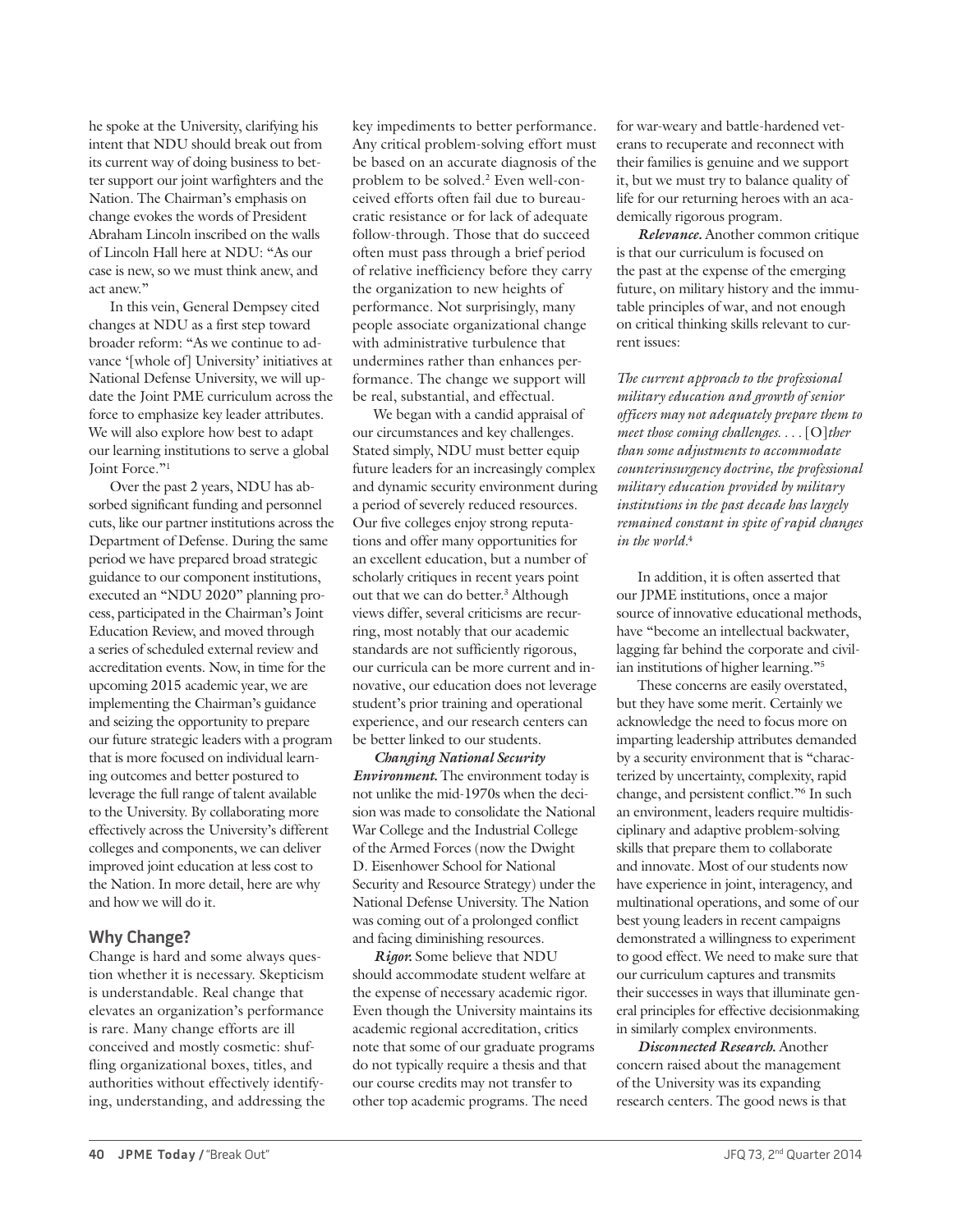he spoke at the University, clarifying his intent that NDU should break out from its current way of doing business to better support our joint warfighters and the Nation. The Chairman's emphasis on change evokes the words of President Abraham Lincoln inscribed on the walls of Lincoln Hall here at NDU: "As our case is new, so we must think anew, and act anew."

In this vein, General Dempsey cited changes at NDU as a first step toward broader reform: "As we continue to advance '[whole of] University' initiatives at National Defense University, we will update the Joint PME curriculum across the force to emphasize key leader attributes. We will also explore how best to adapt our learning institutions to serve a global Joint Force."[1]

Over the past 2 years, NDU has absorbed significant funding and personnel cuts, like our partner institutions across the Department of Defense. During the same period we have prepared broad strategic guidance to our component institutions, executed an "NDU 2020" planning process, participated in the Chairman's Joint Education Review, and moved through a series of scheduled external review and accreditation events. Now, in time for the upcoming 2015 academic year, we are implementing the Chairman's guidance and seizing the opportunity to prepare our future strategic leaders with a program that is more focused on individual learning outcomes and better postured to leverage the full range of talent available to the University. By collaborating more effectively across the University's different colleges and components, we can deliver improved joint education at less cost to the Nation. In more detail, here are why and how we will do it.

## Why Change?

Change is hard and some always question whether it is necessary. Skepticism is understandable. Real change that elevates an organization's performance is rare. Many change efforts are ill conceived and mostly cosmetic: shuffling organizational boxes, titles, and authorities without effectively identifying, understanding, and addressing the key impediments to better performance. Any critical problem-solving effort must be based on an accurate diagnosis of the problem to be solved.[2] Even well-conceived efforts often fail due to bureaucratic resistance or for lack of adequate follow-through. Those that do succeed often must pass through a brief period of relative inefficiency before they carry the organization to new heights of performance. Not surprisingly, many people associate organizational change with administrative turbulence that undermines rather than enhances performance. The change we support will be real, substantial, and effectual.

We began with a candid appraisal of our circumstances and key challenges. Stated simply, NDU must better equip future leaders for an increasingly complex and dynamic security environment during a period of severely reduced resources. Our five colleges enjoy strong reputations and offer many opportunities for an excellent education, but a number of scholarly critiques in recent years point out that we can do better.[3] Although views differ, several criticisms are recurring, most notably that our academic standards are not sufficiently rigorous, our curricula can be more current and innovative, our education does not leverage student's prior training and operational experience, and our research centers can be better linked to our students.

***Changing National Security Environment.*** The environment today is not unlike the mid-1970s when the decision was made to consolidate the National War College and the Industrial College of the Armed Forces (now the Dwight D. Eisenhower School for National Security and Resource Strategy) under the National Defense University. The Nation was coming out of a prolonged conflict and facing diminishing resources.

***Rigor.*** Some believe that NDU should accommodate student welfare at the expense of necessary academic rigor. Even though the University maintains its academic regional accreditation, critics note that some of our graduate programs do not typically require a thesis and that our course credits may not transfer to other top academic programs. The need for war-weary and battle-hardened veterans to recuperate and reconnect with their families is genuine and we support it, but we must try to balance quality of life for our returning heroes with an academically rigorous program.

***Relevance.*** Another common critique is that our curriculum is focused on the past at the expense of the emerging future, on military history and the immutable principles of war, and not enough on critical thinking skills relevant to current issues:

> *The current approach to the professional military education and growth of senior officers may not adequately prepare them to meet those coming challenges. . . .* [O]*ther than some adjustments to accommodate counterinsurgency doctrine, the professional military education provided by military institutions in the past decade has largely remained constant in spite of rapid changes in the world.*[4]

In addition, it is often asserted that our JPME institutions, once a major source of innovative educational methods, have "become an intellectual backwater, lagging far behind the corporate and civilian institutions of higher learning."[5]

These concerns are easily overstated, but they have some merit. Certainly we acknowledge the need to focus more on imparting leadership attributes demanded by a security environment that is "characterized by uncertainty, complexity, rapid change, and persistent conflict."[6] In such an environment, leaders require multidisciplinary and adaptive problem-solving skills that prepare them to collaborate and innovate. Most of our students now have experience in joint, interagency, and multinational operations, and some of our best young leaders in recent campaigns demonstrated a willingness to experiment to good effect. We need to make sure that our curriculum captures and transmits their successes in ways that illuminate general principles for effective decisionmaking in similarly complex environments.

***Disconnected Research.*** Another concern raised about the management of the University was its expanding research centers. The good news is that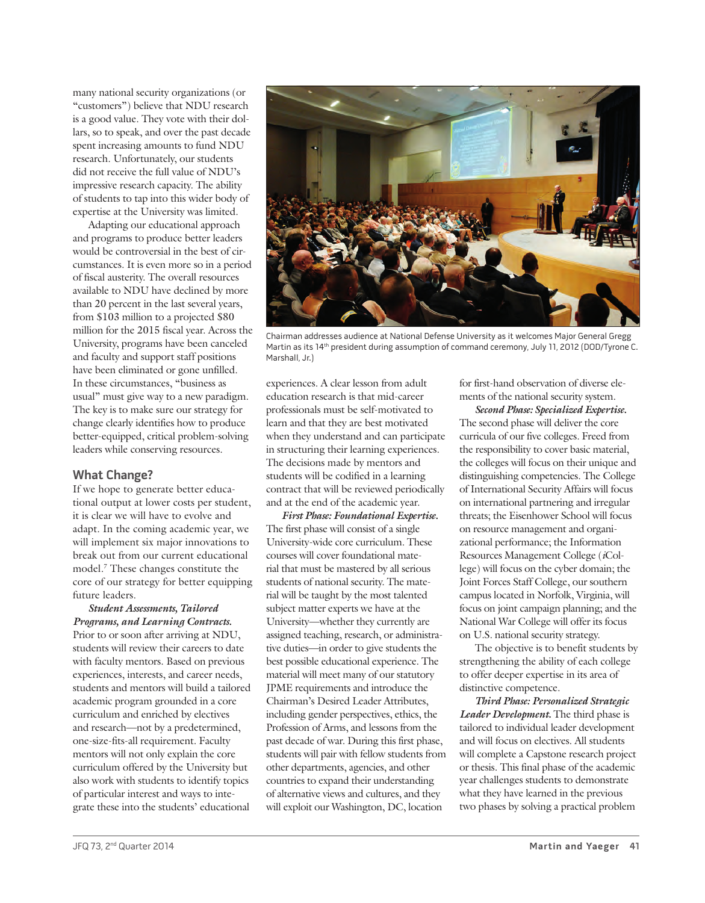many national security organizations (or "customers") believe that NDU research is a good value. They vote with their dollars, so to speak, and over the past decade spent increasing amounts to fund NDU research. Unfortunately, our students did not receive the full value of NDU's impressive research capacity. The ability of students to tap into this wider body of expertise at the University was limited.

Adapting our educational approach and programs to produce better leaders would be controversial in the best of circumstances. It is even more so in a period of fiscal austerity. The overall resources available to NDU have declined by more than 20 percent in the last several years, from $103 million to a projected $80 million for the 2015 fiscal year. Across the University, programs have been canceled and faculty and support staff positions have been eliminated or gone unfilled. In these circumstances, "business as usual" must give way to a new paradigm. The key is to make sure our strategy for change clearly identifies how to produce better-equipped, critical problem-solving leaders while conserving resources.

## What Change?

If we hope to generate better educational output at lower costs per student, it is clear we will have to evolve and adapt. In the coming academic year, we will implement six major innovations to break out from our current educational model.[7] These changes constitute the core of our strategy for better equipping future leaders.

***Student Assessments, Tailored Programs, and Learning Contracts.*** Prior to or soon after arriving at NDU, students will review their careers to date with faculty mentors. Based on previous experiences, interests, and career needs, students and mentors will build a tailored academic program grounded in a core curriculum and enriched by electives and research—not by a predetermined, one-size-fits-all requirement. Faculty mentors will not only explain the core curriculum offered by the University but also work with students to identify topics of particular interest and ways to integrate these into the students' educational experiences. A clear lesson from adult education research is that mid-career professionals must be self-motivated to learn and that they are best motivated when they understand and can participate in structuring their learning experiences. The decisions made by mentors and students will be codified in a learning contract that will be reviewed periodically and at the end of the academic year.

Chairman addresses audience at National Defense University as it welcomes Major General Gregg Martin as its 14th president during assumption of command ceremony, July 11, 2012 (DOD/Tyrone C. Marshall, Jr.)

***First Phase: Foundational Expertise.*** The first phase will consist of a single University-wide core curriculum. These courses will cover foundational material that must be mastered by all serious students of national security. The material will be taught by the most talented subject matter experts we have at the University—whether they currently are assigned teaching, research, or administrative duties—in order to give students the best possible educational experience. The material will meet many of our statutory JPME requirements and introduce the Chairman's Desired Leader Attributes, including gender perspectives, ethics, the Profession of Arms, and lessons from the past decade of war. During this first phase, students will pair with fellow students from other departments, agencies, and other countries to expand their understanding of alternative views and cultures, and they will exploit our Washington, DC, location for first-hand observation of diverse elements of the national security system.

***Second Phase: Specialized Expertise.*** The second phase will deliver the core curricula of our five colleges. Freed from the responsibility to cover basic material, the colleges will focus on their unique and distinguishing competencies. The College of International Security Affairs will focus on international partnering and irregular threats; the Eisenhower School will focus on resource management and organizational performance; the Information Resources Management College (*i*College) will focus on the cyber domain; the Joint Forces Staff College, our southern campus located in Norfolk, Virginia, will focus on joint campaign planning; and the National War College will offer its focus on U.S. national security strategy.

The objective is to benefit students by strengthening the ability of each college to offer deeper expertise in its area of distinctive competence.

***Third Phase: Personalized Strategic Leader Development.*** The third phase is tailored to individual leader development and will focus on electives. All students will complete a Capstone research project or thesis. This final phase of the academic year challenges students to demonstrate what they have learned in the previous two phases by solving a practical problem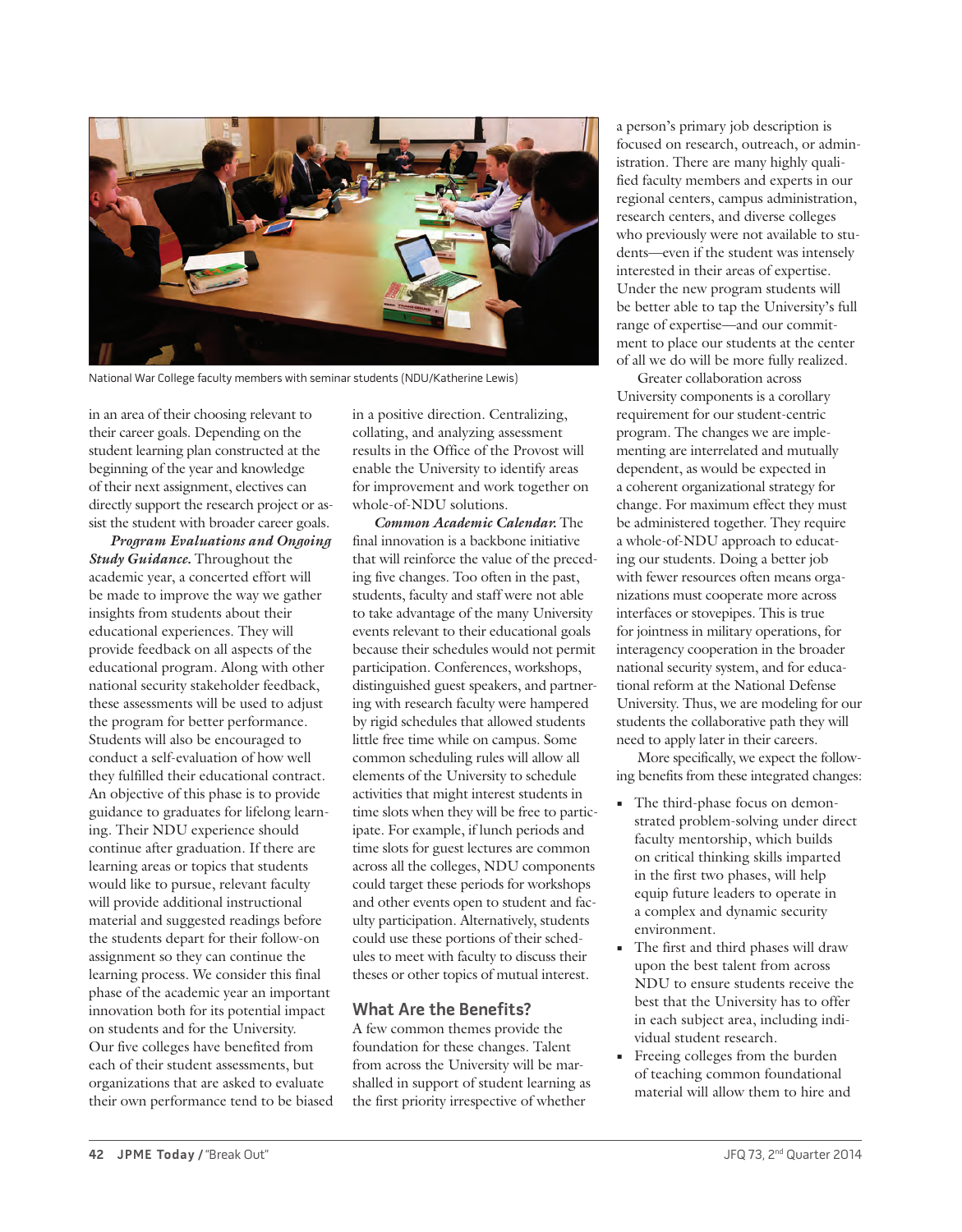National War College faculty members with seminar students (NDU/Katherine Lewis)

in an area of their choosing relevant to their career goals. Depending on the student learning plan constructed at the beginning of the year and knowledge of their next assignment, electives can directly support the research project or assist the student with broader career goals.

***Program Evaluations and Ongoing Study Guidance.*** Throughout the academic year, a concerted effort will be made to improve the way we gather insights from students about their educational experiences. They will provide feedback on all aspects of the educational program. Along with other national security stakeholder feedback, these assessments will be used to adjust the program for better performance. Students will also be encouraged to conduct a self-evaluation of how well they fulfilled their educational contract. An objective of this phase is to provide guidance to graduates for lifelong learning. Their NDU experience should continue after graduation. If there are learning areas or topics that students would like to pursue, relevant faculty will provide additional instructional material and suggested readings before the students depart for their follow-on assignment so they can continue the learning process. We consider this final phase of the academic year an important innovation both for its potential impact on students and for the University. Our five colleges have benefited from each of their student assessments, but organizations that are asked to evaluate their own performance tend to be biased in a positive direction. Centralizing, collating, and analyzing assessment results in the Office of the Provost will enable the University to identify areas for improvement and work together on whole-of-NDU solutions.

***Common Academic Calendar.*** The final innovation is a backbone initiative that will reinforce the value of the preceding five changes. Too often in the past, students, faculty and staff were not able to take advantage of the many University events relevant to their educational goals because their schedules would not permit participation. Conferences, workshops, distinguished guest speakers, and partnering with research faculty were hampered by rigid schedules that allowed students little free time while on campus. Some common scheduling rules will allow all elements of the University to schedule activities that might interest students in time slots when they will be free to participate. For example, if lunch periods and time slots for guest lectures are common across all the colleges, NDU components could target these periods for workshops and other events open to student and faculty participation. Alternatively, students could use these portions of their schedules to meet with faculty to discuss their theses or other topics of mutual interest.

## What Are the Benefits?

A few common themes provide the foundation for these changes. Talent from across the University will be marshalled in support of student learning as the first priority irrespective of whether a person's primary job description is focused on research, outreach, or administration. There are many highly qualified faculty members and experts in our regional centers, campus administration, research centers, and diverse colleges who previously were not available to students—even if the student was intensely interested in their areas of expertise. Under the new program students will be better able to tap the University's full range of expertise—and our commitment to place our students at the center of all we do will be more fully realized.

Greater collaboration across University components is a corollary requirement for our student-centric program. The changes we are implementing are interrelated and mutually dependent, as would be expected in a coherent organizational strategy for change. For maximum effect they must be administered together. They require a whole-of-NDU approach to educating our students. Doing a better job with fewer resources often means organizations must cooperate more across interfaces or stovepipes. This is true for jointness in military operations, for interagency cooperation in the broader national security system, and for educational reform at the National Defense University. Thus, we are modeling for our students the collaborative path they will need to apply later in their careers.

More specifically, we expect the following benefits from these integrated changes:

- The third-phase focus on demonstrated problem-solving under direct faculty mentorship, which builds on critical thinking skills imparted in the first two phases, will help equip future leaders to operate in a complex and dynamic security environment.
- The first and third phases will draw upon the best talent from across NDU to ensure students receive the best that the University has to offer in each subject area, including individual student research.
- Freeing colleges from the burden of teaching common foundational material will allow them to hire and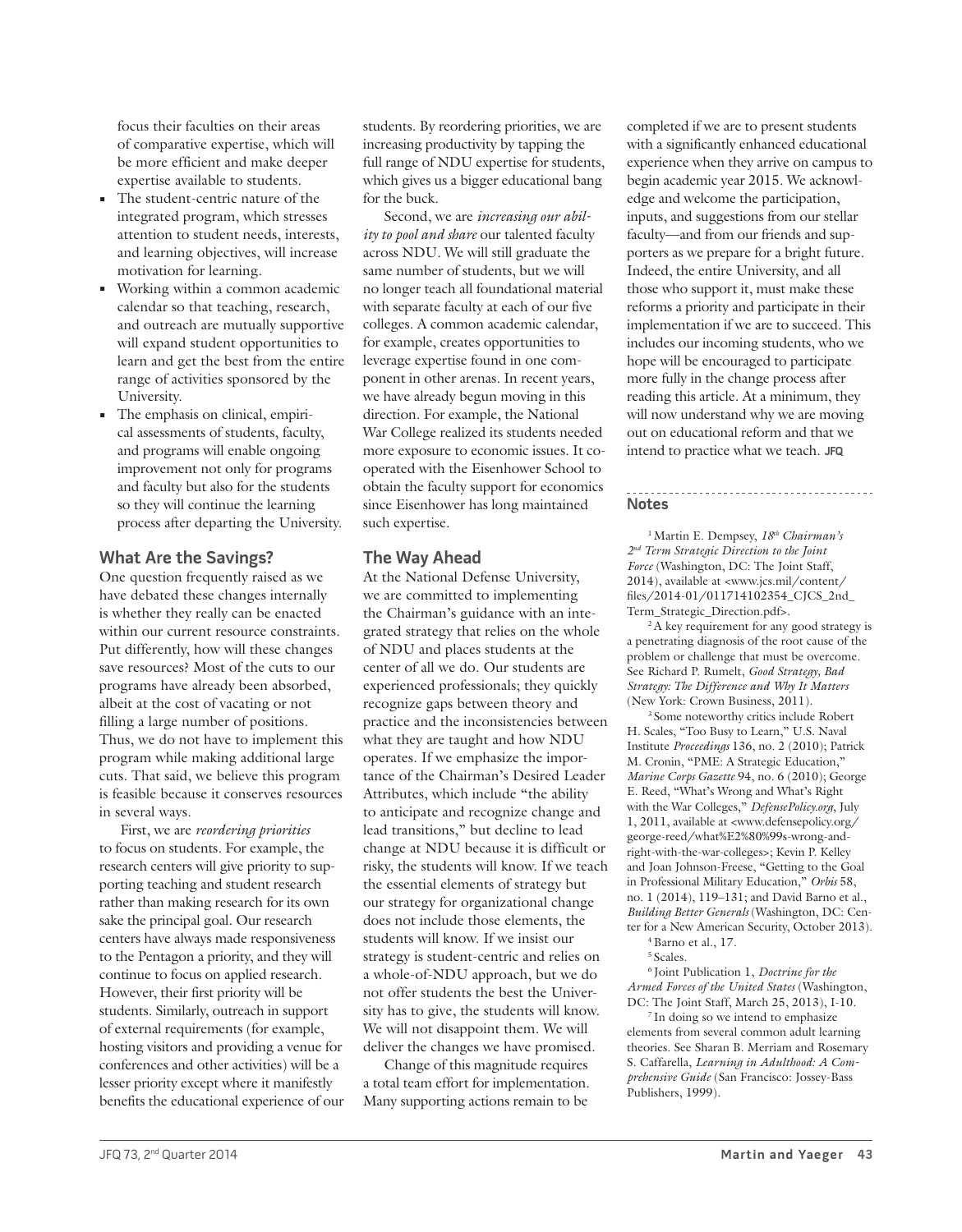focus their faculties on their areas of comparative expertise, which will be more efficient and make deeper expertise available to students.

- The student-centric nature of the integrated program, which stresses attention to student needs, interests, and learning objectives, will increase motivation for learning.
- Working within a common academic calendar so that teaching, research, and outreach are mutually supportive will expand student opportunities to learn and get the best from the entire range of activities sponsored by the University.
- The emphasis on clinical, empirical assessments of students, faculty, and programs will enable ongoing improvement not only for programs and faculty but also for the students so they will continue the learning process after departing the University.

## What Are the Savings?

One question frequently raised as we have debated these changes internally is whether they really can be enacted within our current resource constraints. Put differently, how will these changes save resources? Most of the cuts to our programs have already been absorbed, albeit at the cost of vacating or not filling a large number of positions. Thus, we do not have to implement this program while making additional large cuts. That said, we believe this program is feasible because it conserves resources in several ways.

First, we are *reordering priorities* to focus on students. For example, the research centers will give priority to supporting teaching and student research rather than making research for its own sake the principal goal. Our research centers have always made responsiveness to the Pentagon a priority, and they will continue to focus on applied research. However, their first priority will be students. Similarly, outreach in support of external requirements (for example, hosting visitors and providing a venue for conferences and other activities) will be a lesser priority except where it manifestly benefits the educational experience of our students. By reordering priorities, we are increasing productivity by tapping the full range of NDU expertise for students, which gives us a bigger educational bang for the buck.

Second, we are *increasing our ability to pool and share* our talented faculty across NDU. We will still graduate the same number of students, but we will no longer teach all foundational material with separate faculty at each of our five colleges. A common academic calendar, for example, creates opportunities to leverage expertise found in one component in other arenas. In recent years, we have already begun moving in this direction. For example, the National War College realized its students needed more exposure to economic issues. It cooperated with the Eisenhower School to obtain the faculty support for economics since Eisenhower has long maintained such expertise.

## The Way Ahead

At the National Defense University, we are committed to implementing the Chairman's guidance with an integrated strategy that relies on the whole of NDU and places students at the center of all we do. Our students are experienced professionals; they quickly recognize gaps between theory and practice and the inconsistencies between what they are taught and how NDU operates. If we emphasize the importance of the Chairman's Desired Leader Attributes, which include "the ability to anticipate and recognize change and lead transitions," but decline to lead change at NDU because it is difficult or risky, the students will know. If we teach the essential elements of strategy but our strategy for organizational change does not include those elements, the students will know. If we insist our strategy is student-centric and relies on a whole-of-NDU approach, but we do not offer students the best the University has to give, the students will know. We will not disappoint them. We will deliver the changes we have promised.

Change of this magnitude requires a total team effort for implementation. Many supporting actions remain to be completed if we are to present students with a significantly enhanced educational experience when they arrive on campus to begin academic year 2015. We acknowledge and welcome the participation, inputs, and suggestions from our stellar faculty—and from our friends and supporters as we prepare for a bright future. Indeed, the entire University, and all those who support it, must make these reforms a priority and participate in their implementation if we are to succeed. This includes our incoming students, who we hope will be encouraged to participate more fully in the change process after reading this article. At a minimum, they will now understand why we are moving out on educational reform and that we intend to practice what we teach. **JFQ**

## Notes

[1] Martin E. Dempsey, *18th Chairman's 2nd Term Strategic Direction to the Joint Force* (Washington, DC: The Joint Staff, 2014), available at <www.jcs.mil/content/files/2014-01/011714102354_CJCS_2nd_Term_Strategic_Direction.pdf>.

[2] A key requirement for any good strategy is a penetrating diagnosis of the root cause of the problem or challenge that must be overcome. See Richard P. Rumelt, *Good Strategy, Bad Strategy: The Difference and Why It Matters* (New York: Crown Business, 2011).

[3] Some noteworthy critics include Robert H. Scales, "Too Busy to Learn," U.S. Naval Institute *Proceedings* 136, no. 2 (2010); Patrick M. Cronin, "PME: A Strategic Education," *Marine Corps Gazette* 94, no. 6 (2010); George E. Reed, "What's Wrong and What's Right with the War Colleges," *DefensePolicy.org*, July 1, 2011, available at <www.defensepolicy.org/george-reed/what%E2%80%99s-wrong-and-right-with-the-war-colleges>; Kevin P. Kelley and Joan Johnson-Freese, "Getting to the Goal in Professional Military Education," *Orbis* 58, no. 1 (2014), 119–131; and David Barno et al., *Building Better Generals* (Washington, DC: Center for a New American Security, October 2013).

[4] Barno et al., 17.

[5] Scales.

[6] Joint Publication 1, *Doctrine for the Armed Forces of the United States* (Washington, DC: The Joint Staff, March 25, 2013), I-10.

[7] In doing so we intend to emphasize elements from several common adult learning theories. See Sharan B. Merriam and Rosemary S. Caffarella, *Learning in Adulthood: A Comprehensive Guide* (San Francisco: Jossey-Bass Publishers, 1999).